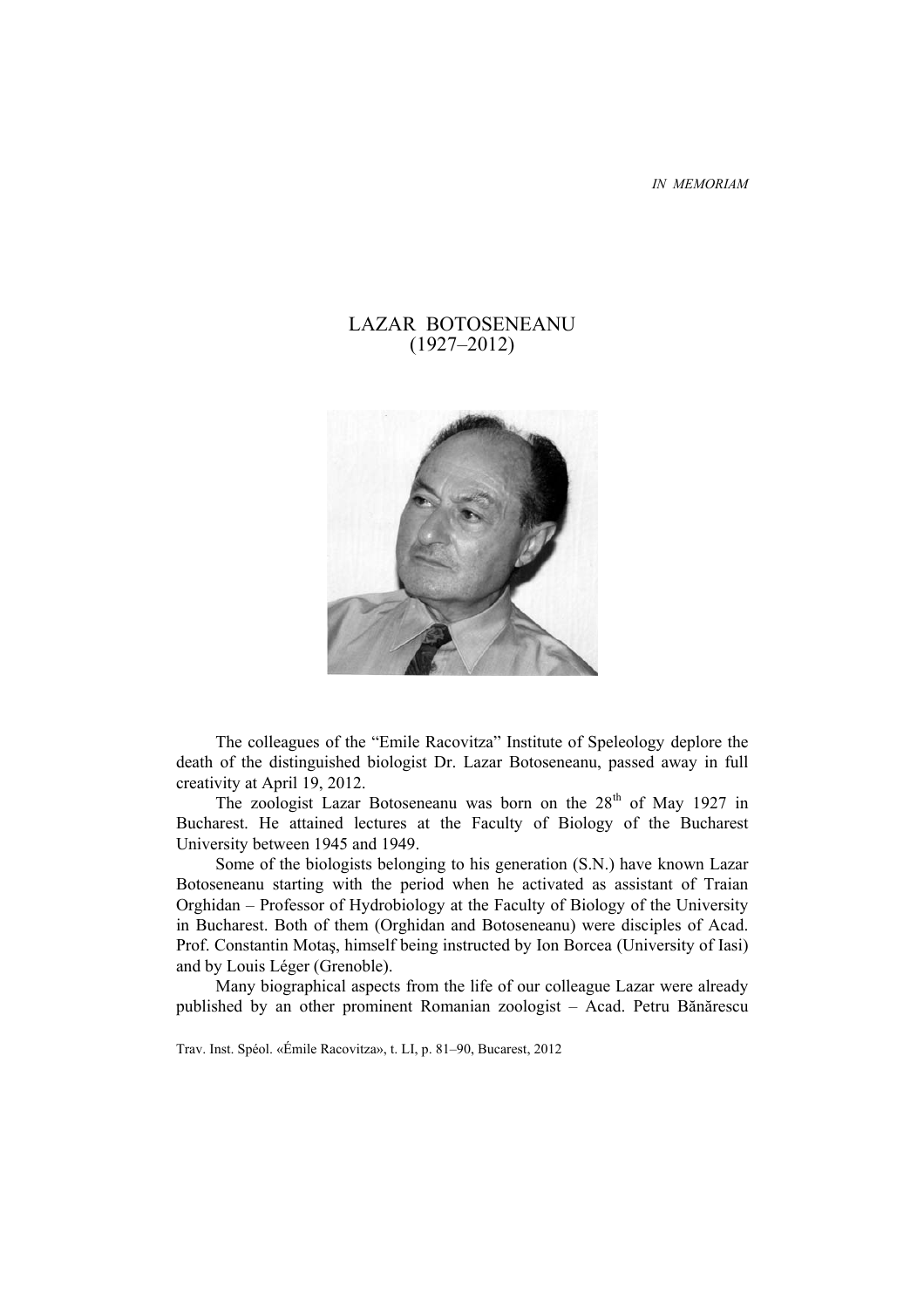*IN MEMORIAM*

# LAZAR BOTOSENEANU (1927–2012)

The colleagues of the "Emile Racovitza" Institute of Speleology deplore the death of the distinguished biologist Dr. Lazar Botoseneanu, passed away in full creativity at April 19, 2012.

The zoologist Lazar Botoseneanu was born on the 28th of May 1927 in Bucharest. He attained lectures at the Faculty of Biology of the Bucharest University between 1945 and 1949.

Some of the biologists belonging to his generation (S.N.) have known Lazar Botoseneanu starting with the period when he activated as assistant of Traian Orghidan – Professor of Hydrobiology at the Faculty of Biology of the University in Bucharest. Both of them (Orghidan and Botoseneanu) were disciples of Acad. Prof. Constantin Motaş, himself being instructed by Ion Borcea (University of Iasi) and by Louis Léger (Grenoble).

Many biographical aspects from the life of our colleague Lazar were already published by an other prominent Romanian zoologist – Acad. Petru Bănărescu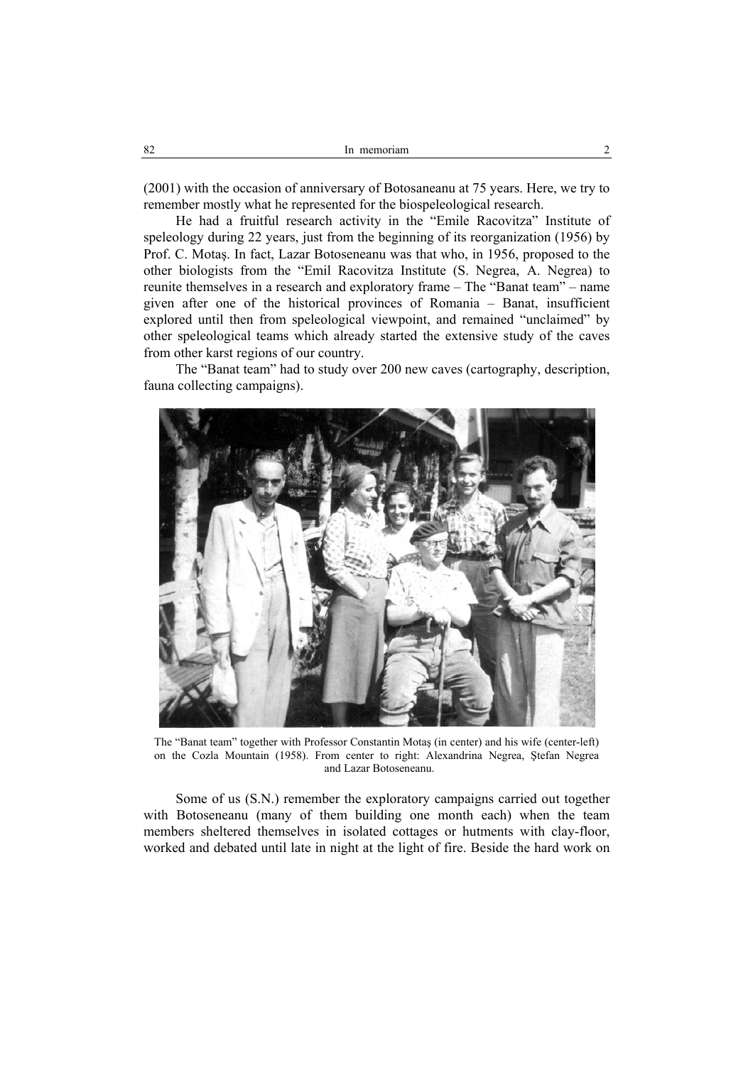(2001) with the occasion of anniversary of Botosaneanu at 75 years. Here, we try to remember mostly what he represented for the biospeleological research.

He had a fruitful research activity in the "Emile Racovitza" Institute of speleology during 22 years, just from the beginning of its reorganization (1956) by Prof. C. Motaş. In fact, Lazar Botoseneanu was that who, in 1956, proposed to the other biologists from the "Emil Racovitza Institute (S. Negrea, A. Negrea) to reunite themselves in a research and exploratory frame – The "Banat team" – name given after one of the historical provinces of Romania – Banat, insufficient explored until then from speleological viewpoint, and remained "unclaimed" by other speleological teams which already started the extensive study of the caves from other karst regions of our country.

The "Banat team" had to study over 200 new caves (cartography, description, fauna collecting campaigns).

The "Banat team" together with Professor Constantin Motaş (in center) and his wife (center-left) on the Cozla Mountain (1958). From center to right: Alexandrina Negrea, Ştefan Negrea and Lazar Botoseneanu.

Some of us (S.N.) remember the exploratory campaigns carried out together with Botoseneanu (many of them building one month each) when the team members sheltered themselves in isolated cottages or hutments with clay-floor, worked and debated until late in night at the light of fire. Beside the hard work on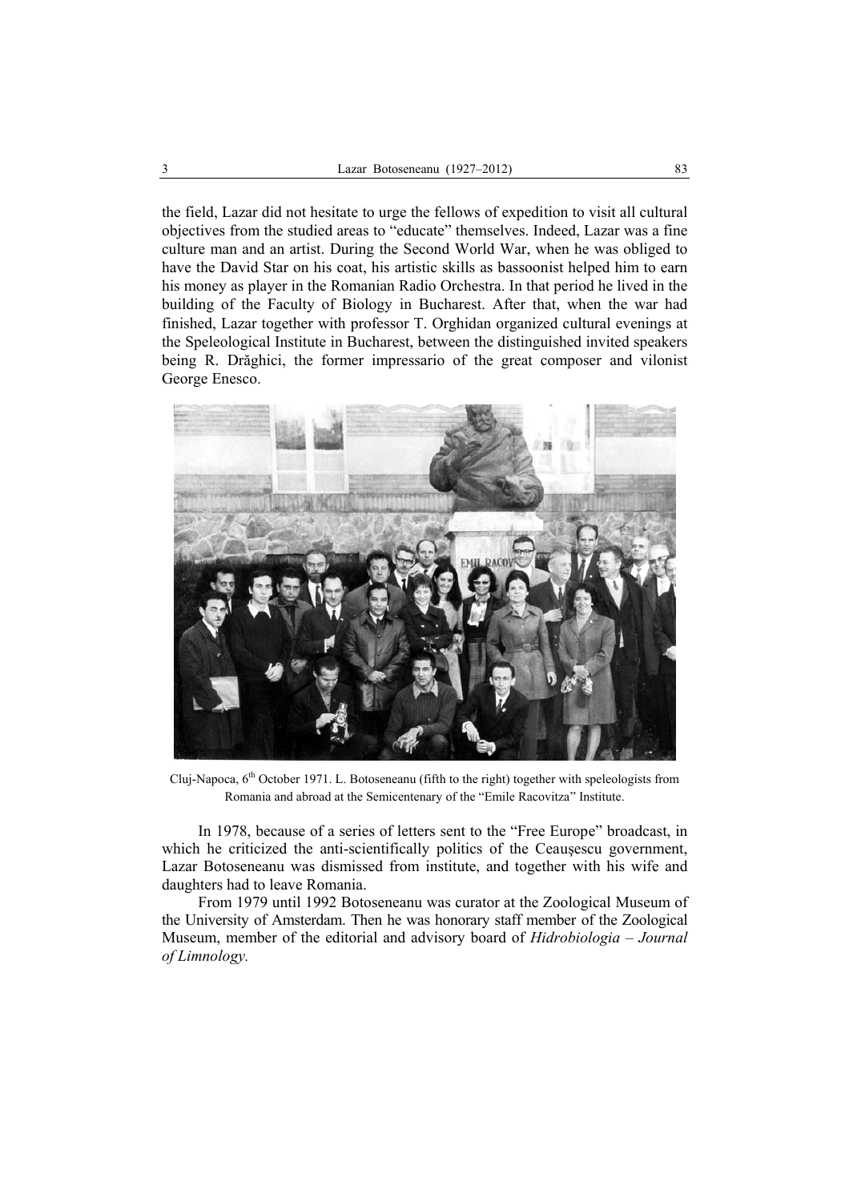the field, Lazar did not hesitate to urge the fellows of expedition to visit all cultural objectives from the studied areas to "educate" themselves. Indeed, Lazar was a fine culture man and an artist. During the Second World War, when he was obliged to have the David Star on his coat, his artistic skills as bassoonist helped him to earn his money as player in the Romanian Radio Orchestra. In that period he lived in the building of the Faculty of Biology in Bucharest. After that, when the war had finished, Lazar together with professor T. Orghidan organized cultural evenings at the Speleological Institute in Bucharest, between the distinguished invited speakers being R. Drăghici, the former impressario of the great composer and vilonist George Enesco.

Cluj-Napoca, 6th October 1971. L. Botoseneanu (fifth to the right) together with speleologists from Romania and abroad at the Semicentenary of the "Emile Racovitza" Institute.

In 1978, because of a series of letters sent to the "Free Europe" broadcast, in which he criticized the anti-scientifically politics of the Ceauşescu government, Lazar Botoseneanu was dismissed from institute, and together with his wife and daughters had to leave Romania.

From 1979 until 1992 Botoseneanu was curator at the Zoological Museum of the University of Amsterdam. Then he was honorary staff member of the Zoological Museum, member of the editorial and advisory board of *Hidrobiologia – Journal of Limnology.*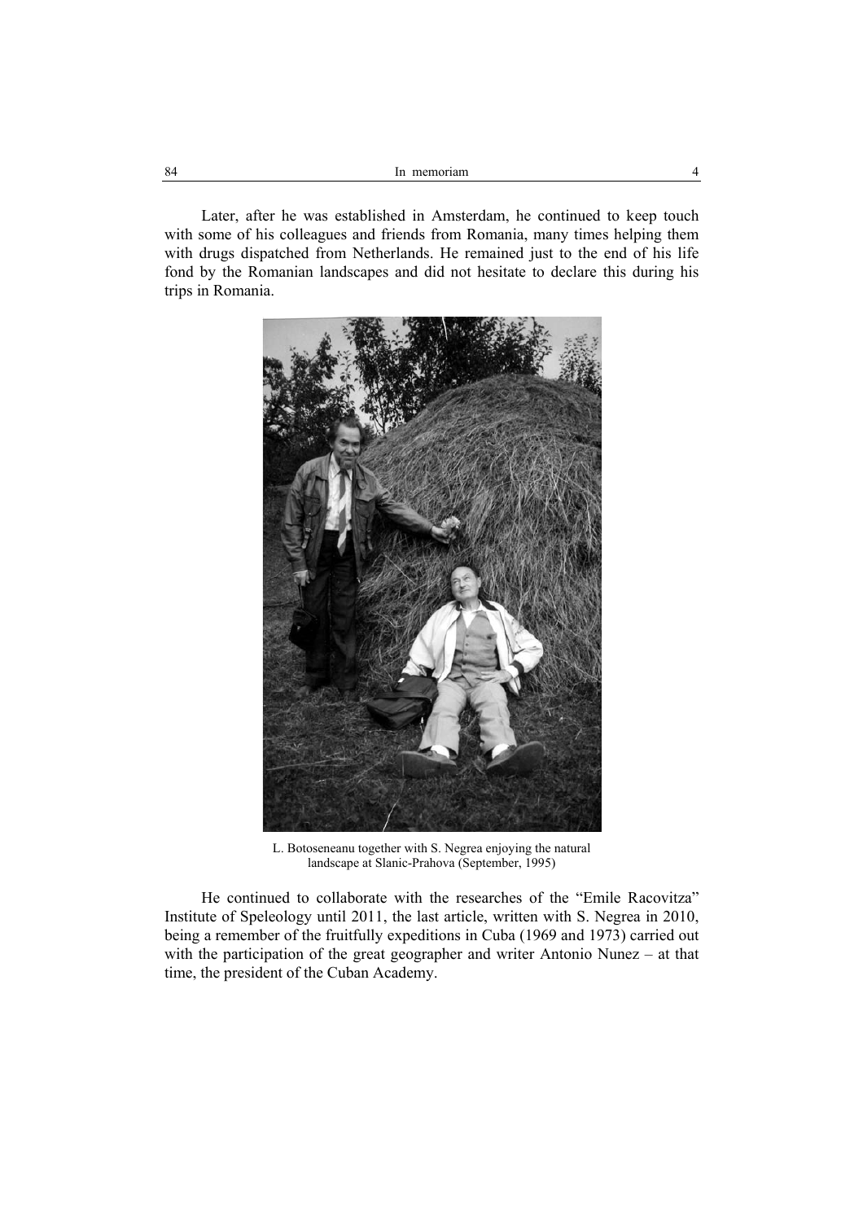Later, after he was established in Amsterdam, he continued to keep touch with some of his colleagues and friends from Romania, many times helping them with drugs dispatched from Netherlands. He remained just to the end of his life fond by the Romanian landscapes and did not hesitate to declare this during his trips in Romania.

L. Botoseneanu together with S. Negrea enjoying the natural landscape at Slanic-Prahova (September, 1995)

He continued to collaborate with the researches of the "Emile Racovitza" Institute of Speleology until 2011, the last article, written with S. Negrea in 2010, being a remember of the fruitfully expeditions in Cuba (1969 and 1973) carried out with the participation of the great geographer and writer Antonio Nunez – at that time, the president of the Cuban Academy.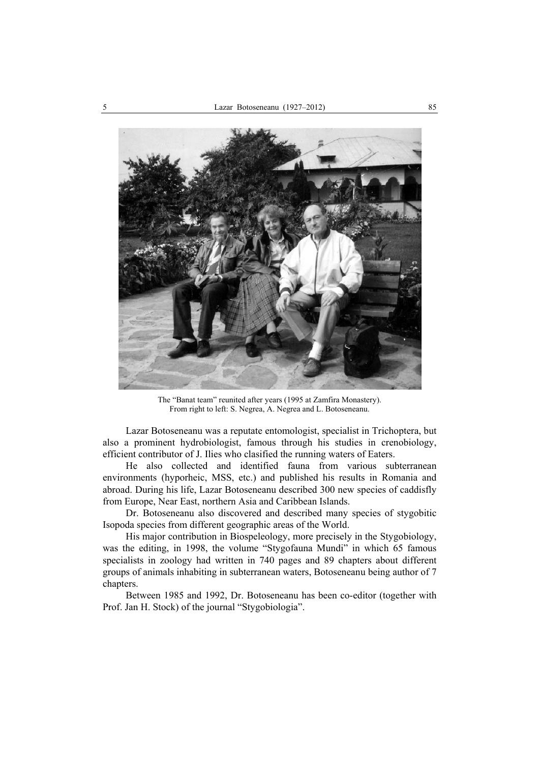The “Banat team” reunited after years (1995 at Zamfira Monastery).
From right to left: S. Negrea, A. Negrea and L. Botoseneanu.

Lazar Botoseneanu was a reputate entomologist, specialist in Trichoptera, but also a prominent hydrobiologist, famous through his studies in crenobiology, efficient contributor of J. Ilies who clasified the running waters of Eaters.

He also collected and identified fauna from various subterranean environments (hyporheic, MSS, etc.) and published his results in Romania and abroad. During his life, Lazar Botoseneanu described 300 new species of caddisfly from Europe, Near East, northern Asia and Caribbean Islands.

Dr. Botoseneanu also discovered and described many species of stygobitic Isopoda species from different geographic areas of the World.

His major contribution in Biospeleology, more precisely in the Stygobiology, was the editing, in 1998, the volume “Stygofauna Mundi” in which 65 famous specialists in zoology had written in 740 pages and 89 chapters about different groups of animals inhabiting in subterranean waters, Botoseneanu being author of 7 chapters.

Between 1985 and 1992, Dr. Botoseneanu has been co-editor (together with Prof. Jan H. Stock) of the journal “Stygobiologia”.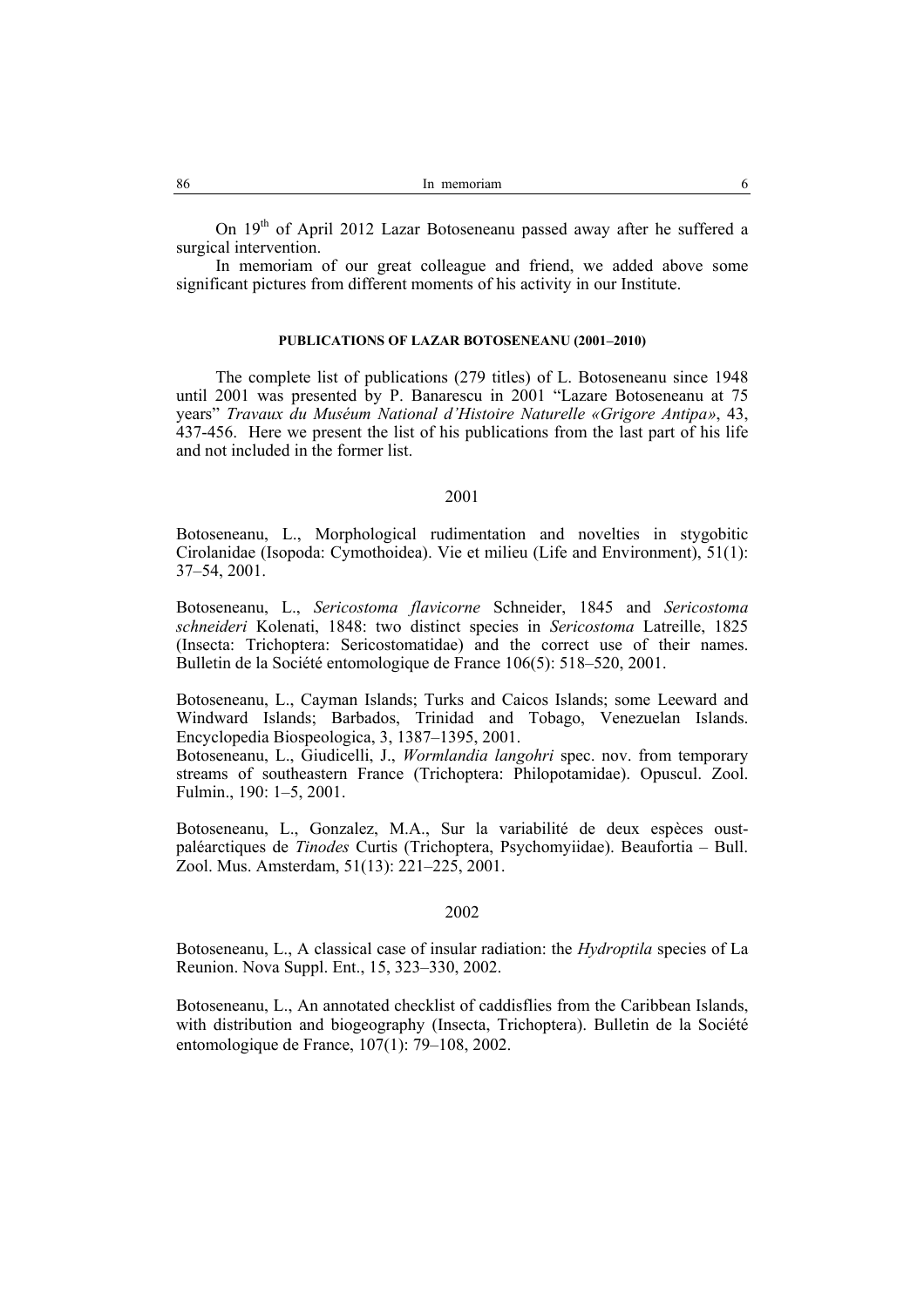On 19th of April 2012 Lazar Botoseneanu passed away after he suffered a surgical intervention.

In memoriam of our great colleague and friend, we added above some significant pictures from different moments of his activity in our Institute.

#### PUBLICATIONS OF LAZAR BOTOSENEANU (2001–2010)

The complete list of publications (279 titles) of L. Botoseneanu since 1948 until 2001 was presented by P. Banarescu in 2001 "Lazare Botoseneanu at 75 years" *Travaux du Muséum National d'Histoire Naturelle «Grigore Antipa»*, 43, 437-456. Here we present the list of his publications from the last part of his life and not included in the former list.

2001

Botoseneanu, L., Morphological rudimentation and novelties in stygobitic Cirolanidae (Isopoda: Cymothoidea). Vie et milieu (Life and Environment), 51(1): 37–54, 2001.

Botoseneanu, L., *Sericostoma flavicorne* Schneider, 1845 and *Sericostoma schneideri* Kolenati, 1848: two distinct species in *Sericostoma* Latreille, 1825 (Insecta: Trichoptera: Sericostomatidae) and the correct use of their names. Bulletin de la Société entomologique de France 106(5): 518–520, 2001.

Botoseneanu, L., Cayman Islands; Turks and Caicos Islands; some Leeward and Windward Islands; Barbados, Trinidad and Tobago, Venezuelan Islands. Encyclopedia Biospeologica, 3, 1387–1395, 2001.

Botoseneanu, L., Giudicelli, J., *Wormlandia langohri* spec. nov. from temporary streams of southeastern France (Trichoptera: Philopotamidae). Opuscul. Zool. Fulmin., 190: 1–5, 2001.

Botoseneanu, L., Gonzalez, M.A., Sur la variabilité de deux espèces oust-paléarctiques de *Tinodes* Curtis (Trichoptera, Psychomyiidae). Beaufortia – Bull. Zool. Mus. Amsterdam, 51(13): 221–225, 2001.

2002

Botoseneanu, L., A classical case of insular radiation: the *Hydroptila* species of La Reunion. Nova Suppl. Ent., 15, 323–330, 2002.

Botoseneanu, L., An annotated checklist of caddisflies from the Caribbean Islands, with distribution and biogeography (Insecta, Trichoptera). Bulletin de la Société entomologique de France, 107(1): 79–108, 2002.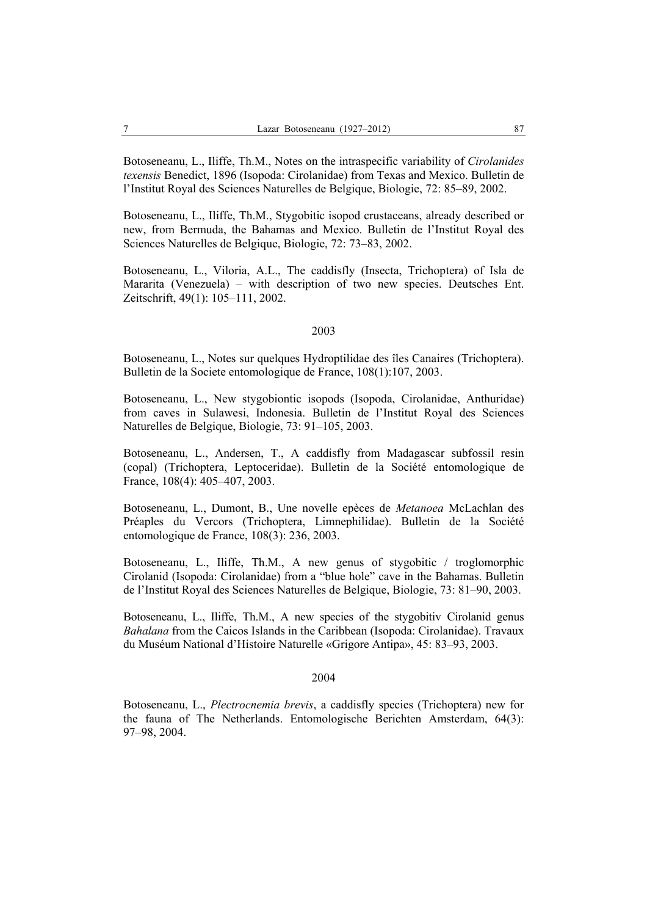Botoseneanu, L., Iliffe, Th.M., Notes on the intraspecific variability of *Cirolanides texensis* Benedict, 1896 (Isopoda: Cirolanidae) from Texas and Mexico. Bulletin de l'Institut Royal des Sciences Naturelles de Belgique, Biologie, 72: 85–89, 2002.

Botoseneanu, L., Iliffe, Th.M., Stygobitic isopod crustaceans, already described or new, from Bermuda, the Bahamas and Mexico. Bulletin de l'Institut Royal des Sciences Naturelles de Belgique, Biologie, 72: 73–83, 2002.

Botoseneanu, L., Viloria, A.L., The caddisfly (Insecta, Trichoptera) of Isla de Mararita (Venezuela) – with description of two new species. Deutsches Ent. Zeitschrift, 49(1): 105–111, 2002.

2003

Botoseneanu, L., Notes sur quelques Hydroptilidae des îles Canaires (Trichoptera). Bulletin de la Societe entomologique de France, 108(1):107, 2003.

Botoseneanu, L., New stygobiontic isopods (Isopoda, Cirolanidae, Anthuridae) from caves in Sulawesi, Indonesia. Bulletin de l'Institut Royal des Sciences Naturelles de Belgique, Biologie, 73: 91–105, 2003.

Botoseneanu, L., Andersen, T., A caddisfly from Madagascar subfossil resin (copal) (Trichoptera, Leptoceridae). Bulletin de la Société entomologique de France, 108(4): 405–407, 2003.

Botoseneanu, L., Dumont, B., Une novelle epèces de *Metanoea* McLachlan des Préaples du Vercors (Trichoptera, Limnephilidae). Bulletin de la Société entomologique de France, 108(3): 236, 2003.

Botoseneanu, L., Iliffe, Th.M., A new genus of stygobitic / troglomorphic Cirolanid (Isopoda: Cirolanidae) from a "blue hole" cave in the Bahamas. Bulletin de l'Institut Royal des Sciences Naturelles de Belgique, Biologie, 73: 81–90, 2003.

Botoseneanu, L., Iliffe, Th.M., A new species of the stygobitiv Cirolanid genus *Bahalana* from the Caicos Islands in the Caribbean (Isopoda: Cirolanidae). Travaux du Muséum National d'Histoire Naturelle «Grigore Antipa», 45: 83–93, 2003.

2004

Botoseneanu, L., *Plectrocnemia brevis*, a caddisfly species (Trichoptera) new for the fauna of The Netherlands. Entomologische Berichten Amsterdam, 64(3): 97–98, 2004.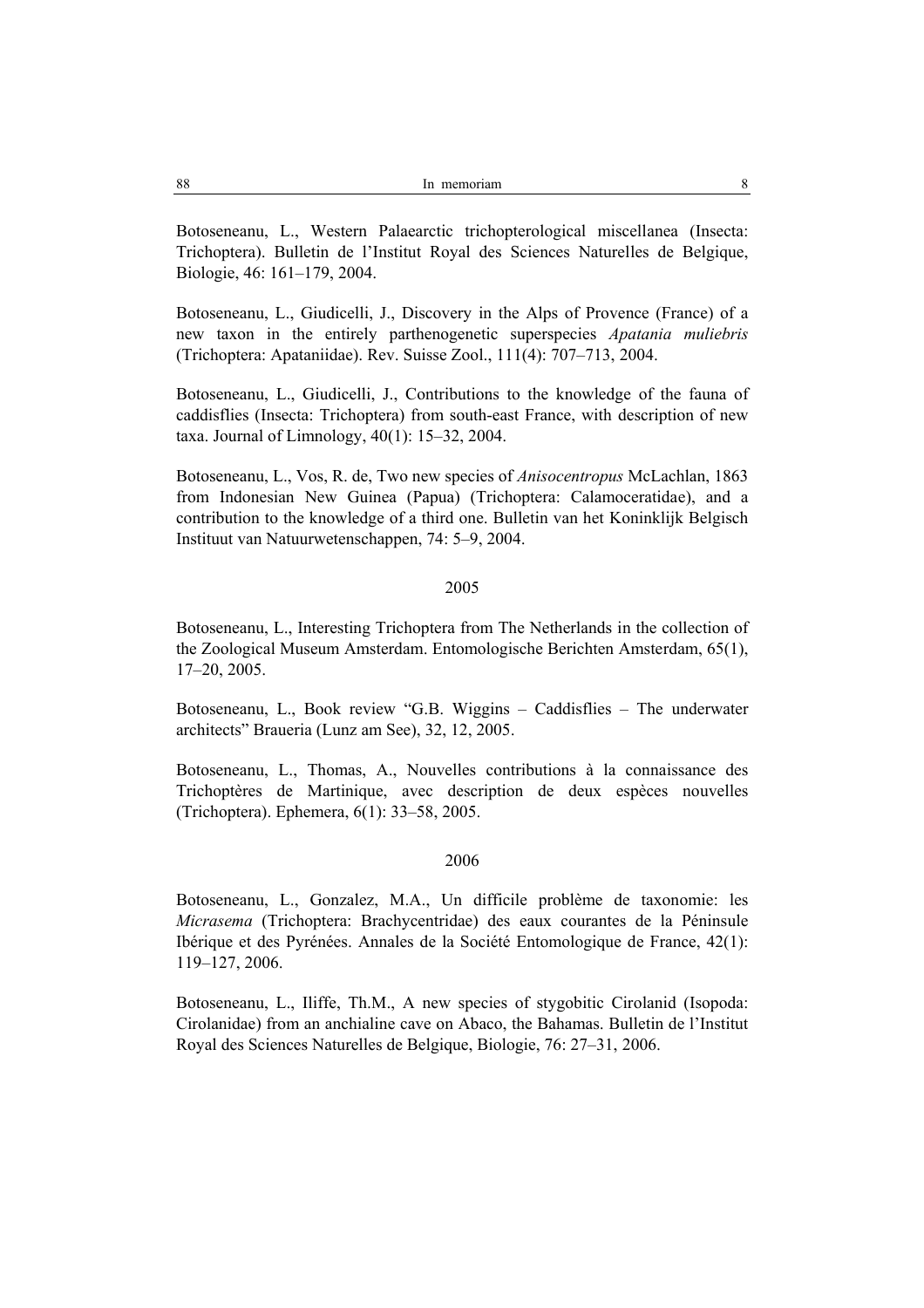Botoseneanu, L., Western Palaearctic trichopterological miscellanea (Insecta: Trichoptera). Bulletin de l'Institut Royal des Sciences Naturelles de Belgique, Biologie, 46: 161–179, 2004.

Botoseneanu, L., Giudicelli, J., Discovery in the Alps of Provence (France) of a new taxon in the entirely parthenogenetic superspecies *Apatania muliebris* (Trichoptera: Apataniidae). Rev. Suisse Zool., 111(4): 707–713, 2004.

Botoseneanu, L., Giudicelli, J., Contributions to the knowledge of the fauna of caddisflies (Insecta: Trichoptera) from south-east France, with description of new taxa. Journal of Limnology, 40(1): 15–32, 2004.

Botoseneanu, L., Vos, R. de, Two new species of *Anisocentropus* McLachlan, 1863 from Indonesian New Guinea (Papua) (Trichoptera: Calamoceratidae), and a contribution to the knowledge of a third one. Bulletin van het Koninklijk Belgisch Instituut van Natuurwetenschappen, 74: 5–9, 2004.

2005

Botoseneanu, L., Interesting Trichoptera from The Netherlands in the collection of the Zoological Museum Amsterdam. Entomologische Berichten Amsterdam, 65(1), 17–20, 2005.

Botoseneanu, L., Book review "G.B. Wiggins – Caddisflies – The underwater architects" Braueria (Lunz am See), 32, 12, 2005.

Botoseneanu, L., Thomas, A., Nouvelles contributions à la connaissance des Trichoptères de Martinique, avec description de deux espèces nouvelles (Trichoptera). Ephemera, 6(1): 33–58, 2005.

2006

Botoseneanu, L., Gonzalez, M.A., Un difficile problème de taxonomie: les *Micrasema* (Trichoptera: Brachycentridae) des eaux courantes de la Péninsule Ibérique et des Pyrénées. Annales de la Société Entomologique de France, 42(1): 119–127, 2006.

Botoseneanu, L., Iliffe, Th.M., A new species of stygobitic Cirolanid (Isopoda: Cirolanidae) from an anchialine cave on Abaco, the Bahamas. Bulletin de l'Institut Royal des Sciences Naturelles de Belgique, Biologie, 76: 27–31, 2006.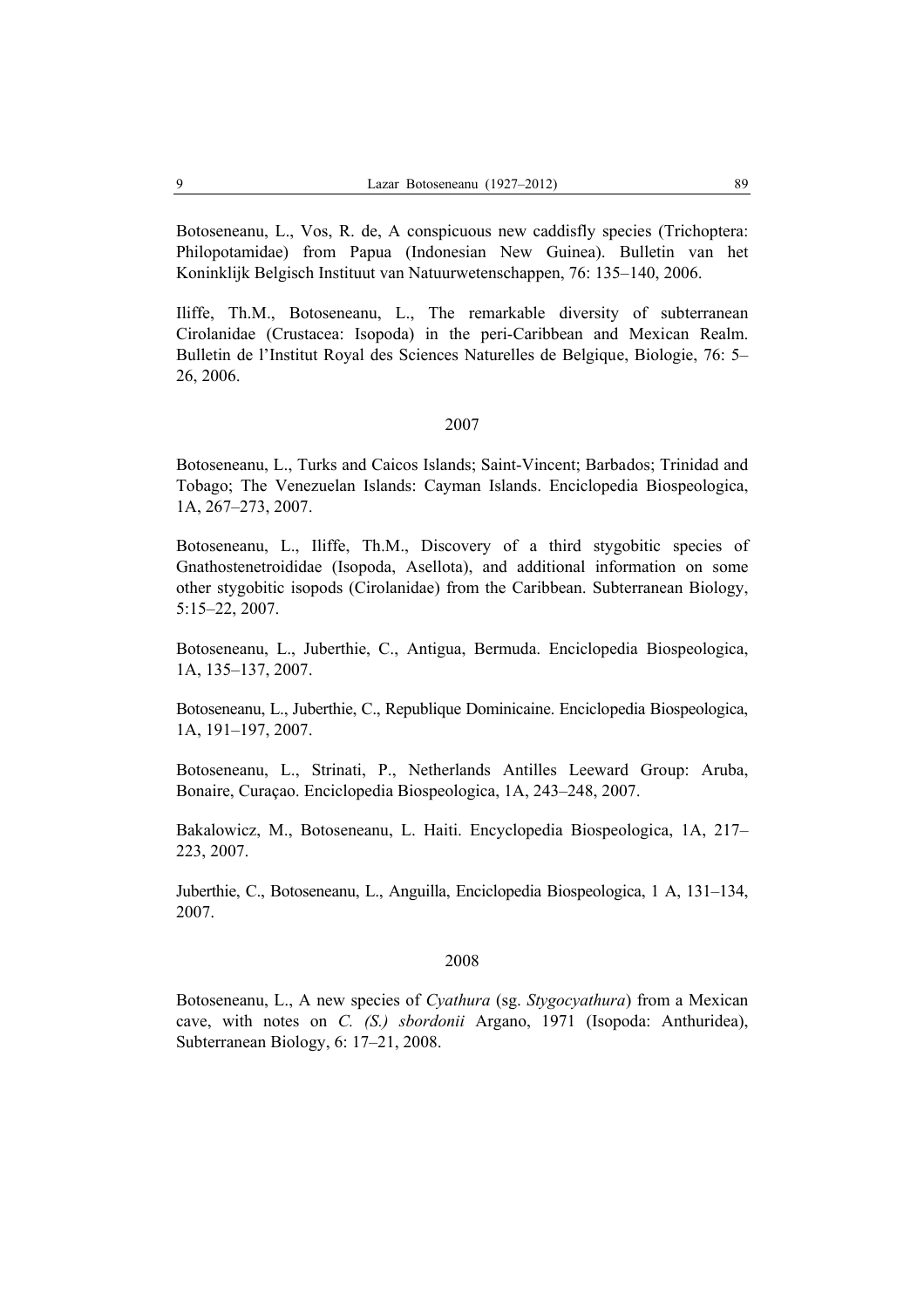Botoseneanu, L., Vos, R. de, A conspicuous new caddisfly species (Trichoptera: Philopotamidae) from Papua (Indonesian New Guinea). Bulletin van het Koninklijk Belgisch Instituut van Natuurwetenschappen, 76: 135–140, 2006.

Iliffe, Th.M., Botoseneanu, L., The remarkable diversity of subterranean Cirolanidae (Crustacea: Isopoda) in the peri-Caribbean and Mexican Realm. Bulletin de l'Institut Royal des Sciences Naturelles de Belgique, Biologie, 76: 5–26, 2006.

2007

Botoseneanu, L., Turks and Caicos Islands; Saint-Vincent; Barbados; Trinidad and Tobago; The Venezuelan Islands: Cayman Islands. Enciclopedia Biospeologica, 1A, 267–273, 2007.

Botoseneanu, L., Iliffe, Th.M., Discovery of a third stygobitic species of Gnathostenetroididae (Isopoda, Asellota), and additional information on some other stygobitic isopods (Cirolanidae) from the Caribbean. Subterranean Biology, 5:15–22, 2007.

Botoseneanu, L., Juberthie, C., Antigua, Bermuda. Enciclopedia Biospeologica, 1A, 135–137, 2007.

Botoseneanu, L., Juberthie, C., Republique Dominicaine. Enciclopedia Biospeologica, 1A, 191–197, 2007.

Botoseneanu, L., Strinati, P., Netherlands Antilles Leeward Group: Aruba, Bonaire, Curaçao. Enciclopedia Biospeologica, 1A, 243–248, 2007.

Bakalowicz, M., Botoseneanu, L. Haiti. Encyclopedia Biospeologica, 1A, 217–223, 2007.

Juberthie, C., Botoseneanu, L., Anguilla, Enciclopedia Biospeologica, 1 A, 131–134, 2007.

2008

Botoseneanu, L., A new species of *Cyathura* (sg. *Stygocyathura*) from a Mexican cave, with notes on *C. (S.) sbordonii* Argano, 1971 (Isopoda: Anthuridea), Subterranean Biology, 6: 17–21, 2008.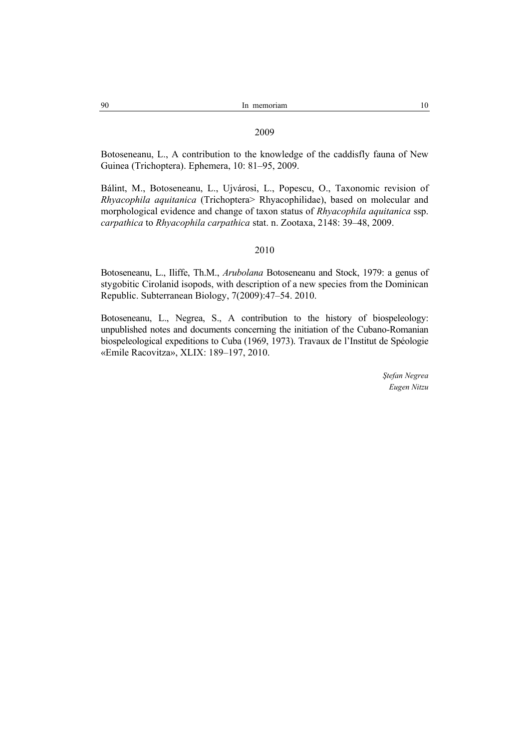2009

Botoseneanu, L., A contribution to the knowledge of the caddisfly fauna of New Guinea (Trichoptera). Ephemera, 10: 81–95, 2009.

Bálint, M., Botoseneanu, L., Ujvárosi, L., Popescu, O., Taxonomic revision of *Rhyacophila aquitanica* (Trichoptera> Rhyacophilidae), based on molecular and morphological evidence and change of taxon status of *Rhyacophila aquitanica* ssp. *carpathica* to *Rhyacophila carpathica* stat. n. Zootaxa, 2148: 39–48, 2009.

2010

Botoseneanu, L., Iliffe, Th.M., *Arubolana* Botoseneanu and Stock, 1979: a genus of stygobitic Cirolanid isopods, with description of a new species from the Dominican Republic. Subterranean Biology, 7(2009):47–54. 2010.

Botoseneanu, L., Negrea, S., A contribution to the history of biospeleology: unpublished notes and documents concerning the initiation of the Cubano-Romanian biospeleological expeditions to Cuba (1969, 1973). Travaux de l'Institut de Spéologie «Emile Racovitza», XLIX: 189–197, 2010.

*Ştefan Negrea*
*Eugen Nitzu*